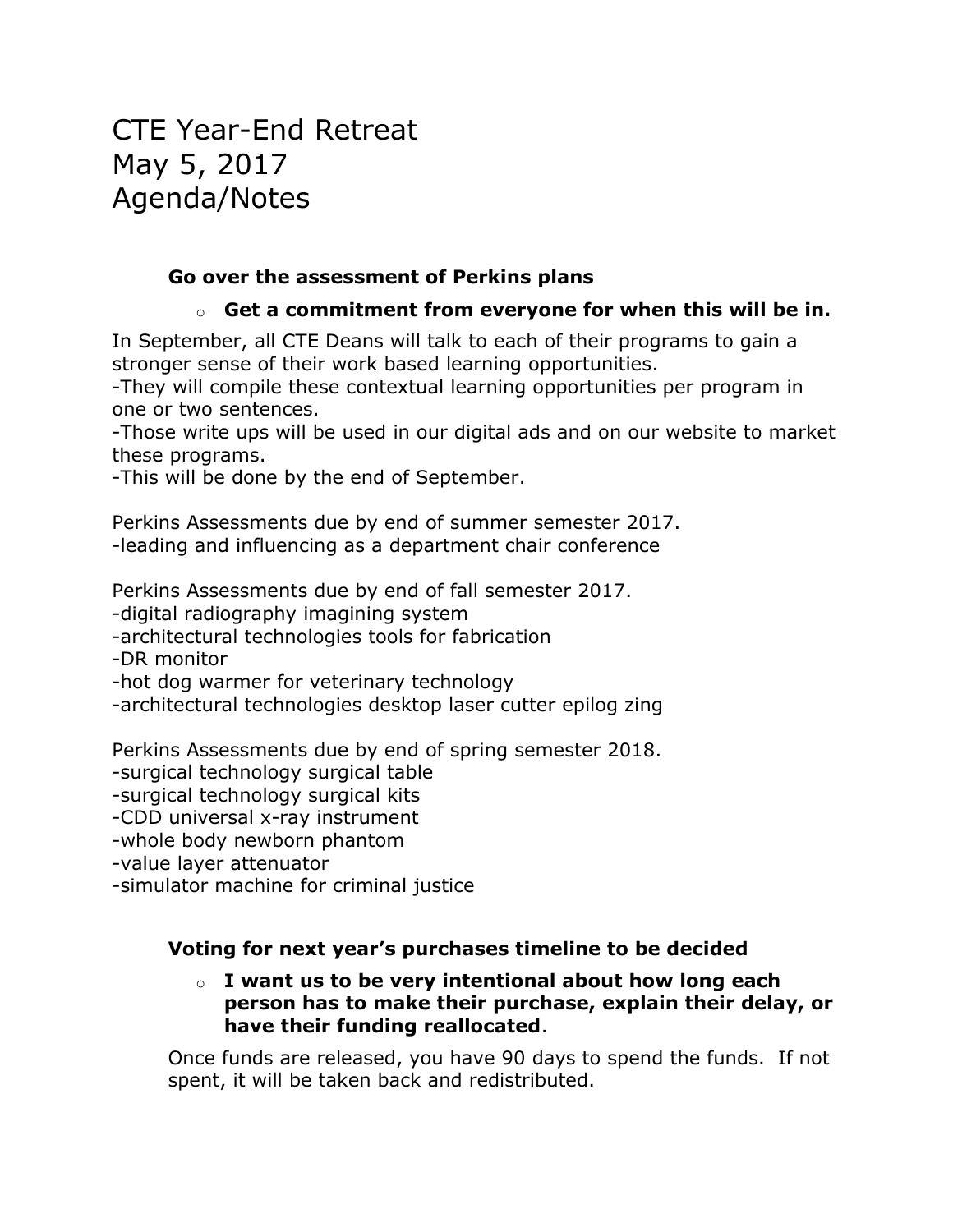# CTE Year-End Retreat
# May 5, 2017
# Agenda/Notes

**Go over the assessment of Perkins plans**

- **Get a commitment from everyone for when this will be in.**

In September, all CTE Deans will talk to each of their programs to gain a stronger sense of their work based learning opportunities.
-They will compile these contextual learning opportunities per program in one or two sentences.
-Those write ups will be used in our digital ads and on our website to market these programs.
-This will be done by the end of September.

Perkins Assessments due by end of summer semester 2017.
-leading and influencing as a department chair conference

Perkins Assessments due by end of fall semester 2017.
-digital radiography imagining system
-architectural technologies tools for fabrication
-DR monitor
-hot dog warmer for veterinary technology
-architectural technologies desktop laser cutter epilog zing

Perkins Assessments due by end of spring semester 2018.
-surgical technology surgical table
-surgical technology surgical kits
-CDD universal x-ray instrument
-whole body newborn phantom
-value layer attenuator
-simulator machine for criminal justice

**Voting for next year's purchases timeline to be decided**

- **I want us to be very intentional about how long each person has to make their purchase, explain their delay, or have their funding reallocated**.

Once funds are released, you have 90 days to spend the funds. If not spent, it will be taken back and redistributed.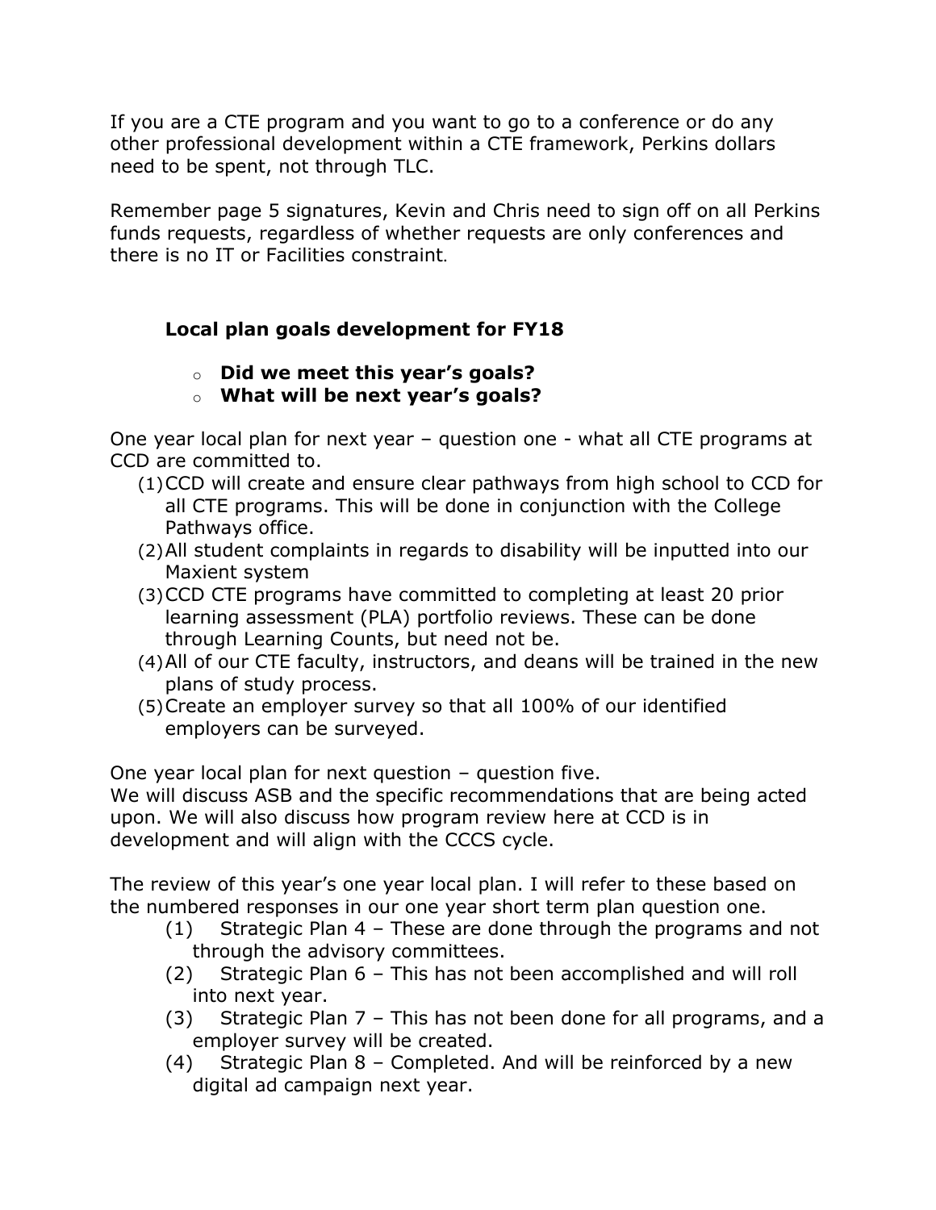If you are a CTE program and you want to go to a conference or do any other professional development within a CTE framework, Perkins dollars need to be spent, not through TLC.

Remember page 5 signatures, Kevin and Chris need to sign off on all Perkins funds requests, regardless of whether requests are only conferences and there is no IT or Facilities constraint.

### Local plan goals development for FY18

- **Did we meet this year's goals?**
- **What will be next year's goals?**

One year local plan for next year – question one - what all CTE programs at CCD are committed to.

(1) CCD will create and ensure clear pathways from high school to CCD for all CTE programs. This will be done in conjunction with the College Pathways office.
(2) All student complaints in regards to disability will be inputted into our Maxient system
(3) CCD CTE programs have committed to completing at least 20 prior learning assessment (PLA) portfolio reviews. These can be done through Learning Counts, but need not be.
(4) All of our CTE faculty, instructors, and deans will be trained in the new plans of study process.
(5) Create an employer survey so that all 100% of our identified employers can be surveyed.

One year local plan for next question – question five.
We will discuss ASB and the specific recommendations that are being acted upon. We will also discuss how program review here at CCD is in development and will align with the CCCS cycle.

The review of this year's one year local plan. I will refer to these based on the numbered responses in our one year short term plan question one.

(1) Strategic Plan 4 – These are done through the programs and not through the advisory committees.
(2) Strategic Plan 6 – This has not been accomplished and will roll into next year.
(3) Strategic Plan 7 – This has not been done for all programs, and a employer survey will be created.
(4) Strategic Plan 8 – Completed. And will be reinforced by a new digital ad campaign next year.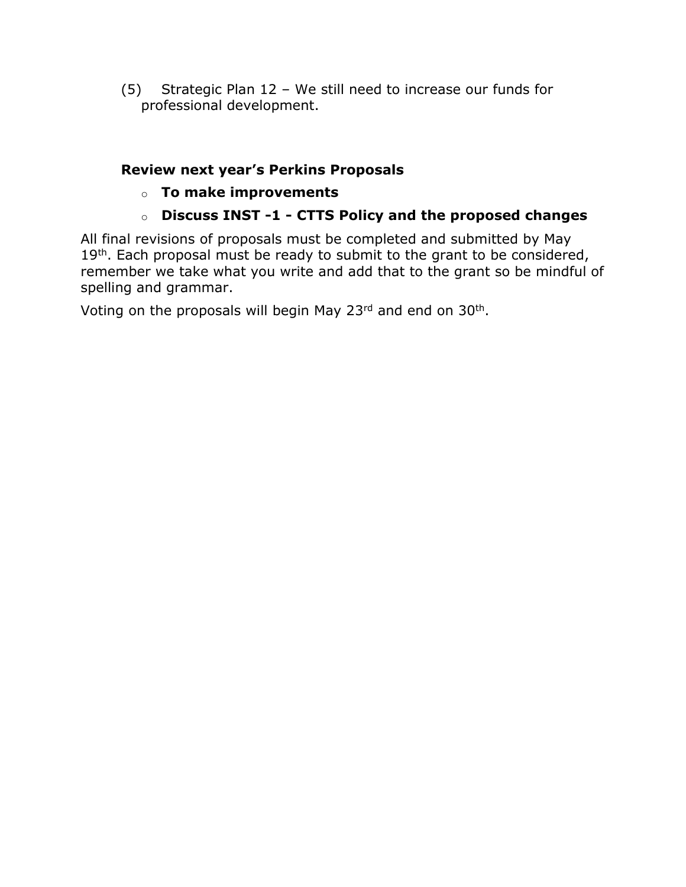(5) Strategic Plan 12 – We still need to increase our funds for professional development.

**Review next year's Perkins Proposals**

- **To make improvements**
- **Discuss INST -1 - CTTS Policy and the proposed changes**

All final revisions of proposals must be completed and submitted by May 19th. Each proposal must be ready to submit to the grant to be considered, remember we take what you write and add that to the grant so be mindful of spelling and grammar.

Voting on the proposals will begin May 23rd and end on 30th.